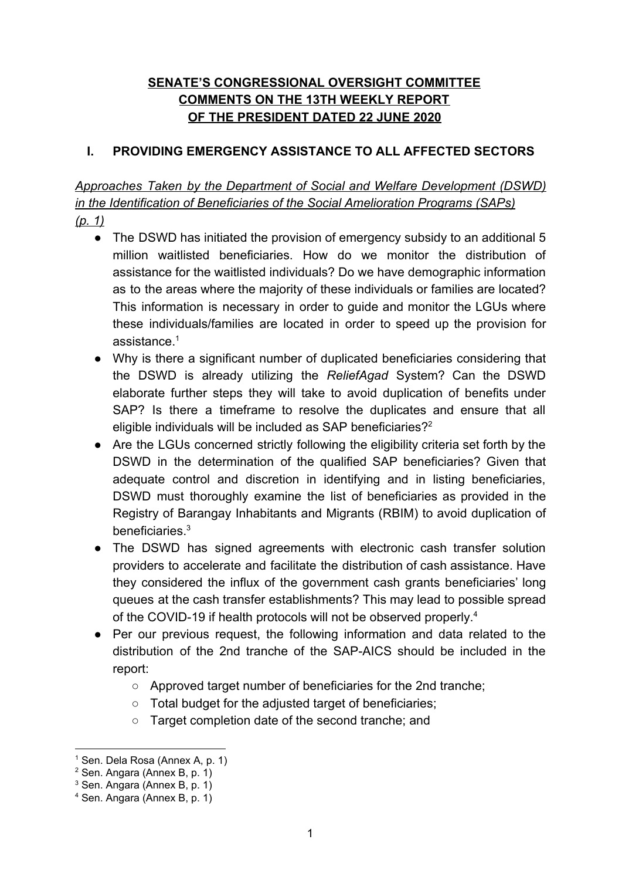# SENATE'S CONGRESSIONAL OVERSIGHT COMMITTEE COMMENTS ON THE 13TH WEEKLY REPORT OF THE PRESIDENT DATED 22 JUNE 2020

## I. PROVIDING EMERGENCY ASSISTANCE TO ALL AFFECTED SECTORS

*Approaches Taken by the Department of Social and Welfare Development (DSWD) in the Identification of Beneficiaries of the Social Amelioration Programs (SAPs) (p. 1)*

- The DSWD has initiated the provision of emergency subsidy to an additional 5 million waitlisted beneficiaries. How do we monitor the distribution of assistance for the waitlisted individuals? Do we have demographic information as to the areas where the majority of these individuals or families are located? This information is necessary in order to guide and monitor the LGUs where these individuals/families are located in order to speed up the provision for assistance.[1]
- Why is there a significant number of duplicated beneficiaries considering that the DSWD is already utilizing the *ReliefAgad* System? Can the DSWD elaborate further steps they will take to avoid duplication of benefits under SAP? Is there a timeframe to resolve the duplicates and ensure that all eligible individuals will be included as SAP beneficiaries?[2]
- Are the LGUs concerned strictly following the eligibility criteria set forth by the DSWD in the determination of the qualified SAP beneficiaries? Given that adequate control and discretion in identifying and in listing beneficiaries, DSWD must thoroughly examine the list of beneficiaries as provided in the Registry of Barangay Inhabitants and Migrants (RBIM) to avoid duplication of beneficiaries.[3]
- The DSWD has signed agreements with electronic cash transfer solution providers to accelerate and facilitate the distribution of cash assistance. Have they considered the influx of the government cash grants beneficiaries' long queues at the cash transfer establishments? This may lead to possible spread of the COVID-19 if health protocols will not be observed properly.[4]
- Per our previous request, the following information and data related to the distribution of the 2nd tranche of the SAP-AICS should be included in the report:
  - Approved target number of beneficiaries for the 2nd tranche;
  - Total budget for the adjusted target of beneficiaries;
  - Target completion date of the second tranche; and

---

[1] Sen. Dela Rosa (Annex A, p. 1)

[2] Sen. Angara (Annex B, p. 1)

[3] Sen. Angara (Annex B, p. 1)

[4] Sen. Angara (Annex B, p. 1)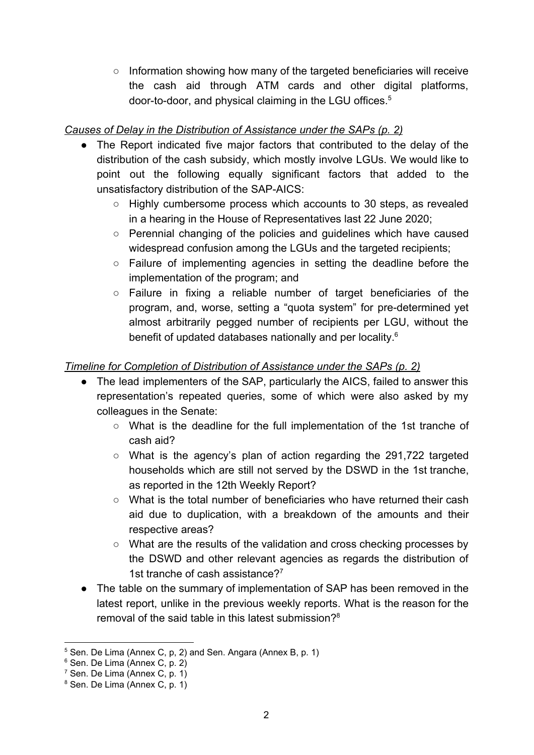- Information showing how many of the targeted beneficiaries will receive the cash aid through ATM cards and other digital platforms, door-to-door, and physical claiming in the LGU offices.[5]

*Causes of Delay in the Distribution of Assistance under the SAPs (p. 2)*

- The Report indicated five major factors that contributed to the delay of the distribution of the cash subsidy, which mostly involve LGUs. We would like to point out the following equally significant factors that added to the unsatisfactory distribution of the SAP-AICS:
  - Highly cumbersome process which accounts to 30 steps, as revealed in a hearing in the House of Representatives last 22 June 2020;
  - Perennial changing of the policies and guidelines which have caused widespread confusion among the LGUs and the targeted recipients;
  - Failure of implementing agencies in setting the deadline before the implementation of the program; and
  - Failure in fixing a reliable number of target beneficiaries of the program, and, worse, setting a "quota system" for pre-determined yet almost arbitrarily pegged number of recipients per LGU, without the benefit of updated databases nationally and per locality.[6]

*Timeline for Completion of Distribution of Assistance under the SAPs (p. 2)*

- The lead implementers of the SAP, particularly the AICS, failed to answer this representation's repeated queries, some of which were also asked by my colleagues in the Senate:
  - What is the deadline for the full implementation of the 1st tranche of cash aid?
  - What is the agency's plan of action regarding the 291,722 targeted households which are still not served by the DSWD in the 1st tranche, as reported in the 12th Weekly Report?
  - What is the total number of beneficiaries who have returned their cash aid due to duplication, with a breakdown of the amounts and their respective areas?
  - What are the results of the validation and cross checking processes by the DSWD and other relevant agencies as regards the distribution of 1st tranche of cash assistance?[7]
- The table on the summary of implementation of SAP has been removed in the latest report, unlike in the previous weekly reports. What is the reason for the removal of the said table in this latest submission?[8]

---

[5] Sen. De Lima (Annex C, p, 2) and Sen. Angara (Annex B, p. 1)

[6] Sen. De Lima (Annex C, p. 2)

[7] Sen. De Lima (Annex C, p. 1)

[8] Sen. De Lima (Annex C, p. 1)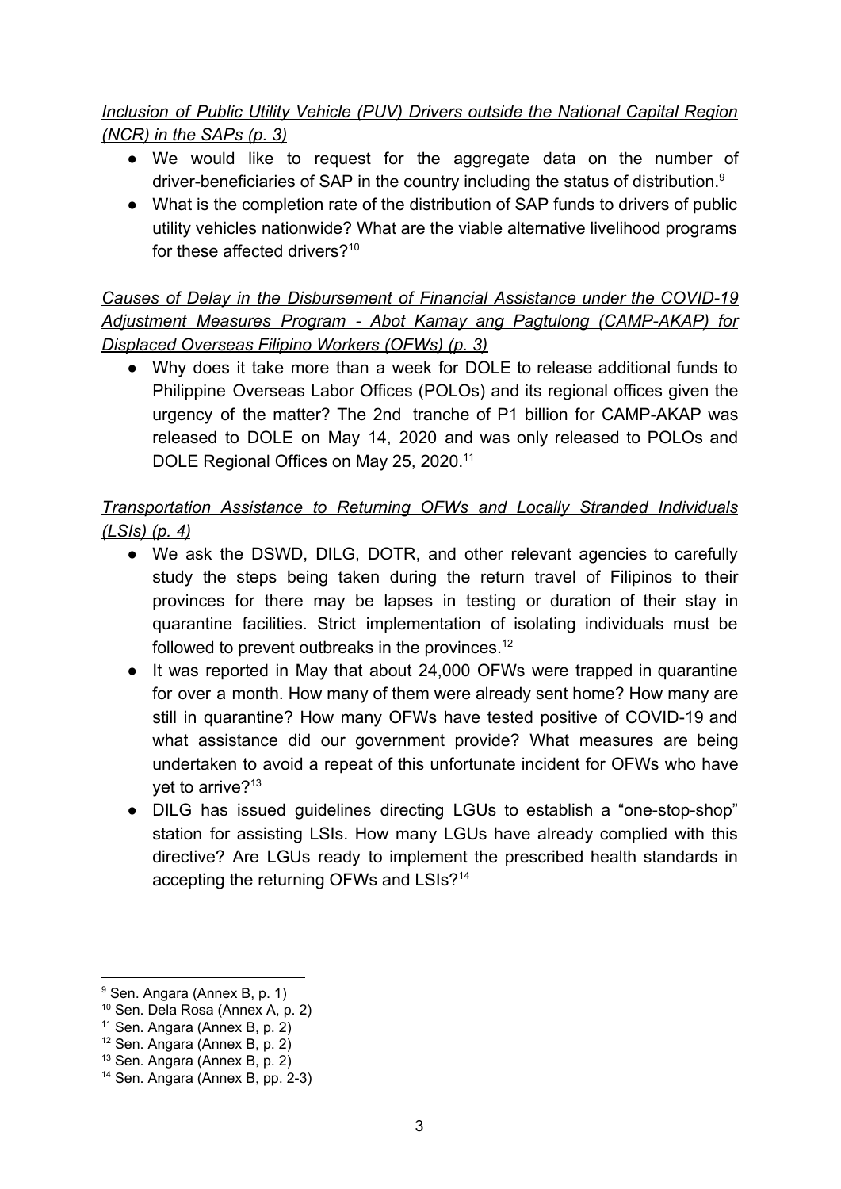*<u>Inclusion of Public Utility Vehicle (PUV) Drivers outside the National Capital Region (NCR) in the SAPs (p. 3)</u>*

- We would like to request for the aggregate data on the number of driver-beneficiaries of SAP in the country including the status of distribution.[9]
- What is the completion rate of the distribution of SAP funds to drivers of public utility vehicles nationwide? What are the viable alternative livelihood programs for these affected drivers?[10]

*<u>Causes of Delay in the Disbursement of Financial Assistance under the COVID-19 Adjustment Measures Program - Abot Kamay ang Pagtulong (CAMP-AKAP) for Displaced Overseas Filipino Workers (OFWs) (p. 3)</u>*

- Why does it take more than a week for DOLE to release additional funds to Philippine Overseas Labor Offices (POLOs) and its regional offices given the urgency of the matter? The 2nd tranche of P1 billion for CAMP-AKAP was released to DOLE on May 14, 2020 and was only released to POLOs and DOLE Regional Offices on May 25, 2020.[11]

*<u>Transportation Assistance to Returning OFWs and Locally Stranded Individuals (LSIs) (p. 4)</u>*

- We ask the DSWD, DILG, DOTR, and other relevant agencies to carefully study the steps being taken during the return travel of Filipinos to their provinces for there may be lapses in testing or duration of their stay in quarantine facilities. Strict implementation of isolating individuals must be followed to prevent outbreaks in the provinces.[12]
- It was reported in May that about 24,000 OFWs were trapped in quarantine for over a month. How many of them were already sent home? How many are still in quarantine? How many OFWs have tested positive of COVID-19 and what assistance did our government provide? What measures are being undertaken to avoid a repeat of this unfortunate incident for OFWs who have yet to arrive?[13]
- DILG has issued guidelines directing LGUs to establish a "one-stop-shop" station for assisting LSIs. How many LGUs have already complied with this directive? Are LGUs ready to implement the prescribed health standards in accepting the returning OFWs and LSIs?[14]

---

[9] Sen. Angara (Annex B, p. 1)
[10] Sen. Dela Rosa (Annex A, p. 2)
[11] Sen. Angara (Annex B, p. 2)
[12] Sen. Angara (Annex B, p. 2)
[13] Sen. Angara (Annex B, p. 2)
[14] Sen. Angara (Annex B, pp. 2-3)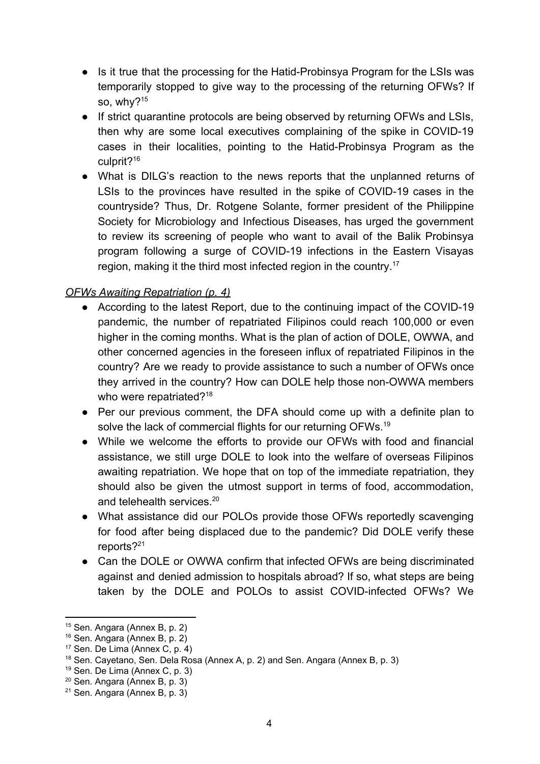- Is it true that the processing for the Hatid-Probinsya Program for the LSIs was temporarily stopped to give way to the processing of the returning OFWs? If so, why?[15]
- If strict quarantine protocols are being observed by returning OFWs and LSIs, then why are some local executives complaining of the spike in COVID-19 cases in their localities, pointing to the Hatid-Probinsya Program as the culprit?[16]
- What is DILG's reaction to the news reports that the unplanned returns of LSIs to the provinces have resulted in the spike of COVID-19 cases in the countryside? Thus, Dr. Rotgene Solante, former president of the Philippine Society for Microbiology and Infectious Diseases, has urged the government to review its screening of people who want to avail of the Balik Probinsya program following a surge of COVID-19 infections in the Eastern Visayas region, making it the third most infected region in the country.[17]

*OFWs Awaiting Repatriation (p. 4)*

- According to the latest Report, due to the continuing impact of the COVID-19 pandemic, the number of repatriated Filipinos could reach 100,000 or even higher in the coming months. What is the plan of action of DOLE, OWWA, and other concerned agencies in the foreseen influx of repatriated Filipinos in the country? Are we ready to provide assistance to such a number of OFWs once they arrived in the country? How can DOLE help those non-OWWA members who were repatriated?[18]
- Per our previous comment, the DFA should come up with a definite plan to solve the lack of commercial flights for our returning OFWs.[19]
- While we welcome the efforts to provide our OFWs with food and financial assistance, we still urge DOLE to look into the welfare of overseas Filipinos awaiting repatriation. We hope that on top of the immediate repatriation, they should also be given the utmost support in terms of food, accommodation, and telehealth services.[20]
- What assistance did our POLOs provide those OFWs reportedly scavenging for food after being displaced due to the pandemic? Did DOLE verify these reports?[21]
- Can the DOLE or OWWA confirm that infected OFWs are being discriminated against and denied admission to hospitals abroad? If so, what steps are being taken by the DOLE and POLOs to assist COVID-infected OFWs? We

---

[15] Sen. Angara (Annex B, p. 2)

[16] Sen. Angara (Annex B, p. 2)

[17] Sen. De Lima (Annex C, p. 4)

[18] Sen. Cayetano, Sen. Dela Rosa (Annex A, p. 2) and Sen. Angara (Annex B, p. 3)

[19] Sen. De Lima (Annex C, p. 3)

[20] Sen. Angara (Annex B, p. 3)

[21] Sen. Angara (Annex B, p. 3)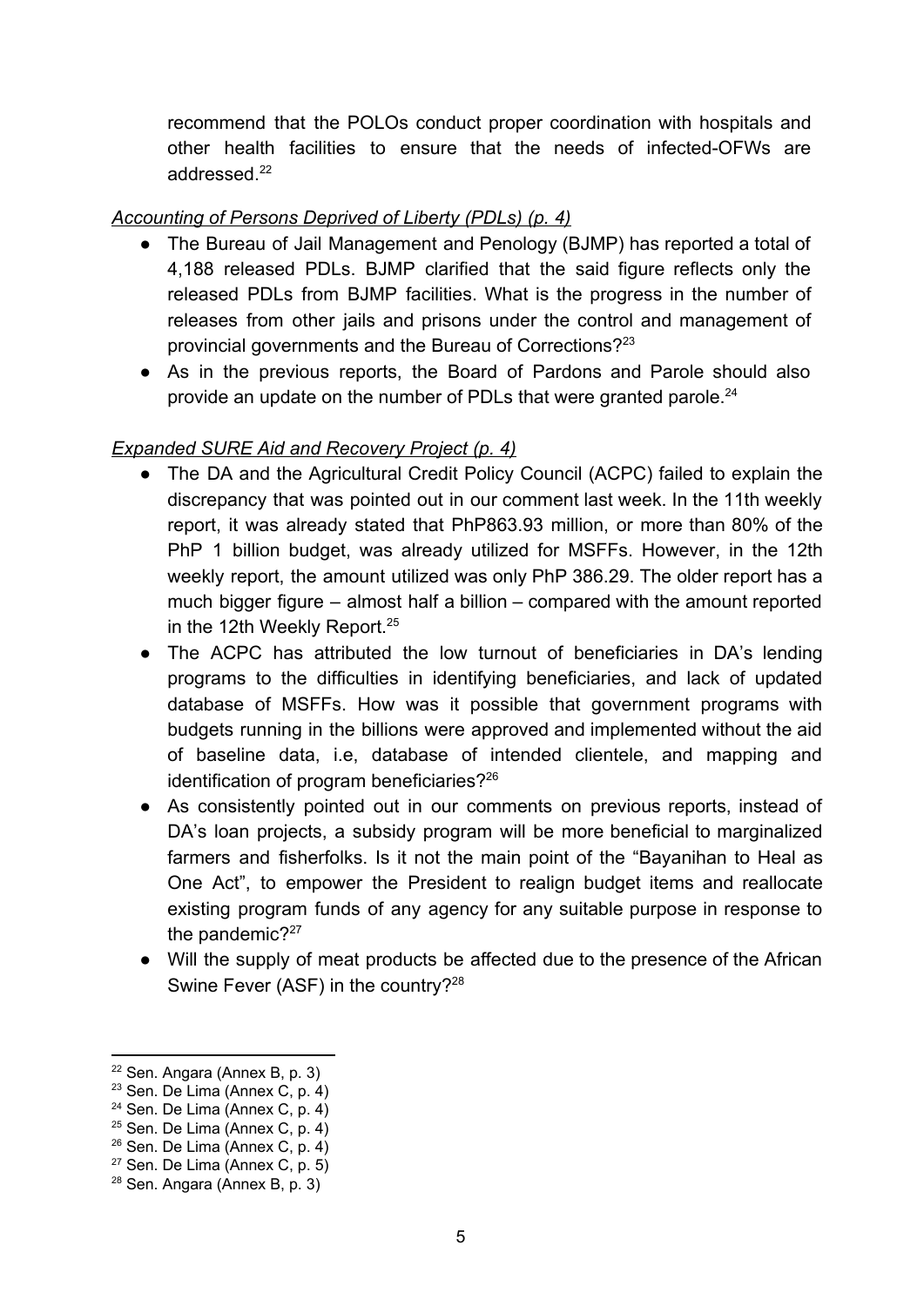recommend that the POLOs conduct proper coordination with hospitals and other health facilities to ensure that the needs of infected-OFWs are addressed.[22]

*Accounting of Persons Deprived of Liberty (PDLs) (p. 4)*

- The Bureau of Jail Management and Penology (BJMP) has reported a total of 4,188 released PDLs. BJMP clarified that the said figure reflects only the released PDLs from BJMP facilities. What is the progress in the number of releases from other jails and prisons under the control and management of provincial governments and the Bureau of Corrections?[23]
- As in the previous reports, the Board of Pardons and Parole should also provide an update on the number of PDLs that were granted parole.[24]

*Expanded SURE Aid and Recovery Project (p. 4)*

- The DA and the Agricultural Credit Policy Council (ACPC) failed to explain the discrepancy that was pointed out in our comment last week. In the 11th weekly report, it was already stated that PhP863.93 million, or more than 80% of the PhP 1 billion budget, was already utilized for MSFFs. However, in the 12th weekly report, the amount utilized was only PhP 386.29. The older report has a much bigger figure – almost half a billion – compared with the amount reported in the 12th Weekly Report.[25]
- The ACPC has attributed the low turnout of beneficiaries in DA's lending programs to the difficulties in identifying beneficiaries, and lack of updated database of MSFFs. How was it possible that government programs with budgets running in the billions were approved and implemented without the aid of baseline data, i.e, database of intended clientele, and mapping and identification of program beneficiaries?[26]
- As consistently pointed out in our comments on previous reports, instead of DA's loan projects, a subsidy program will be more beneficial to marginalized farmers and fisherfolks. Is it not the main point of the "Bayanihan to Heal as One Act", to empower the President to realign budget items and reallocate existing program funds of any agency for any suitable purpose in response to the pandemic?[27]
- Will the supply of meat products be affected due to the presence of the African Swine Fever (ASF) in the country?[28]

---

[22] Sen. Angara (Annex B, p. 3)
[23] Sen. De Lima (Annex C, p. 4)
[24] Sen. De Lima (Annex C, p. 4)
[25] Sen. De Lima (Annex C, p. 4)
[26] Sen. De Lima (Annex C, p. 4)
[27] Sen. De Lima (Annex C, p. 5)
[28] Sen. Angara (Annex B, p. 3)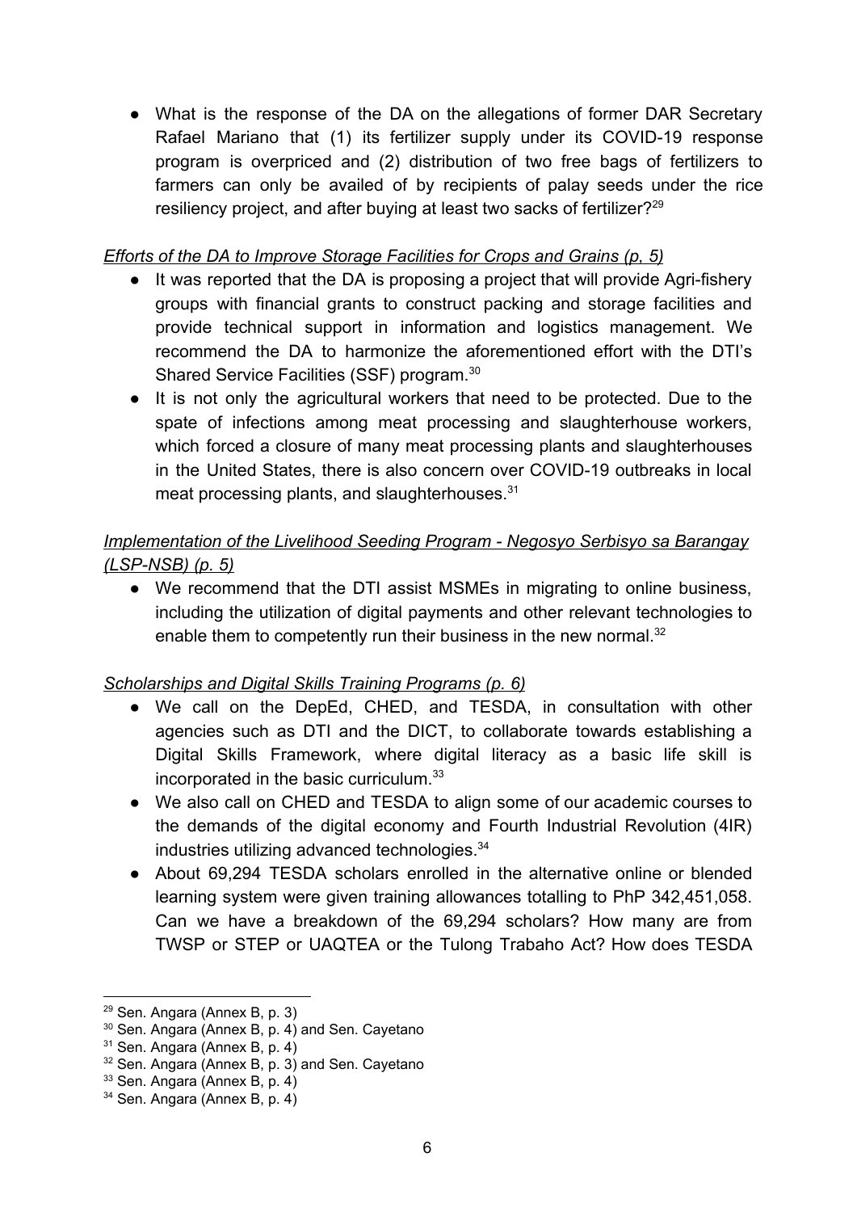- What is the response of the DA on the allegations of former DAR Secretary Rafael Mariano that (1) its fertilizer supply under its COVID-19 response program is overpriced and (2) distribution of two free bags of fertilizers to farmers can only be availed of by recipients of palay seeds under the rice resiliency project, and after buying at least two sacks of fertilizer?[29]

*Efforts of the DA to Improve Storage Facilities for Crops and Grains (p. 5)*

- It was reported that the DA is proposing a project that will provide Agri-fishery groups with financial grants to construct packing and storage facilities and provide technical support in information and logistics management. We recommend the DA to harmonize the aforementioned effort with the DTI's Shared Service Facilities (SSF) program.[30]
- It is not only the agricultural workers that need to be protected. Due to the spate of infections among meat processing and slaughterhouse workers, which forced a closure of many meat processing plants and slaughterhouses in the United States, there is also concern over COVID-19 outbreaks in local meat processing plants, and slaughterhouses.[31]

*Implementation of the Livelihood Seeding Program - Negosyo Serbisyo sa Barangay (LSP-NSB) (p. 5)*

- We recommend that the DTI assist MSMEs in migrating to online business, including the utilization of digital payments and other relevant technologies to enable them to competently run their business in the new normal.[32]

*Scholarships and Digital Skills Training Programs (p. 6)*

- We call on the DepEd, CHED, and TESDA, in consultation with other agencies such as DTI and the DICT, to collaborate towards establishing a Digital Skills Framework, where digital literacy as a basic life skill is incorporated in the basic curriculum.[33]
- We also call on CHED and TESDA to align some of our academic courses to the demands of the digital economy and Fourth Industrial Revolution (4IR) industries utilizing advanced technologies.[34]
- About 69,294 TESDA scholars enrolled in the alternative online or blended learning system were given training allowances totalling to PhP 342,451,058. Can we have a breakdown of the 69,294 scholars? How many are from TWSP or STEP or UAQTEA or the Tulong Trabaho Act? How does TESDA

---

[29] Sen. Angara (Annex B, p. 3)

[30] Sen. Angara (Annex B, p. 4) and Sen. Cayetano

[31] Sen. Angara (Annex B, p. 4)

[32] Sen. Angara (Annex B, p. 3) and Sen. Cayetano

[33] Sen. Angara (Annex B, p. 4)

[34] Sen. Angara (Annex B, p. 4)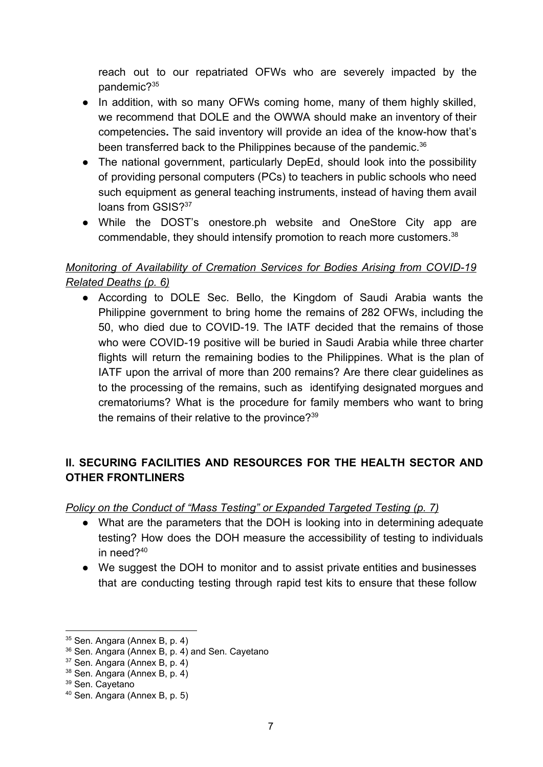reach out to our repatriated OFWs who are severely impacted by the pandemic?[35]

- In addition, with so many OFWs coming home, many of them highly skilled, we recommend that DOLE and the OWWA should make an inventory of their competencies**.** The said inventory will provide an idea of the know-how that's been transferred back to the Philippines because of the pandemic.[36]
- The national government, particularly DepEd, should look into the possibility of providing personal computers (PCs) to teachers in public schools who need such equipment as general teaching instruments, instead of having them avail loans from GSIS?[37]
- While the DOST's onestore.ph website and OneStore City app are commendable, they should intensify promotion to reach more customers.[38]

*Monitoring of Availability of Cremation Services for Bodies Arising from COVID-19 Related Deaths (p. 6)*

- According to DOLE Sec. Bello, the Kingdom of Saudi Arabia wants the Philippine government to bring home the remains of 282 OFWs, including the 50, who died due to COVID-19. The IATF decided that the remains of those who were COVID-19 positive will be buried in Saudi Arabia while three charter flights will return the remaining bodies to the Philippines. What is the plan of IATF upon the arrival of more than 200 remains? Are there clear guidelines as to the processing of the remains, such as identifying designated morgues and crematoriums? What is the procedure for family members who want to bring the remains of their relative to the province?[39]

## II. SECURING FACILITIES AND RESOURCES FOR THE HEALTH SECTOR AND OTHER FRONTLINERS

*Policy on the Conduct of "Mass Testing" or Expanded Targeted Testing (p. 7)*

- What are the parameters that the DOH is looking into in determining adequate testing? How does the DOH measure the accessibility of testing to individuals in need?[40]
- We suggest the DOH to monitor and to assist private entities and businesses that are conducting testing through rapid test kits to ensure that these follow

---

[35] Sen. Angara (Annex B, p. 4)
[36] Sen. Angara (Annex B, p. 4) and Sen. Cayetano
[37] Sen. Angara (Annex B, p. 4)
[38] Sen. Angara (Annex B, p. 4)
[39] Sen. Cayetano
[40] Sen. Angara (Annex B, p. 5)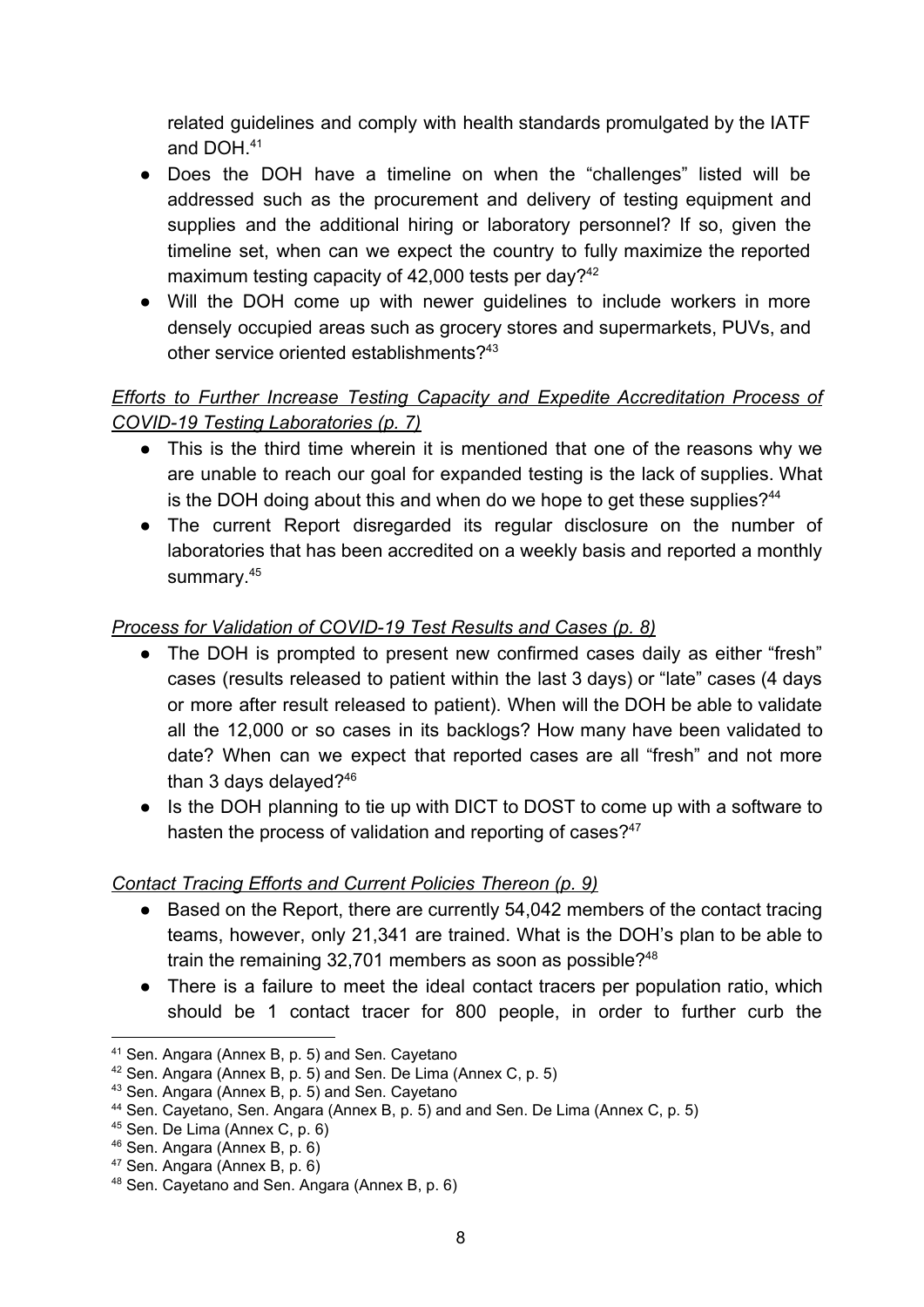related guidelines and comply with health standards promulgated by the IATF and DOH.[41]

- Does the DOH have a timeline on when the "challenges" listed will be addressed such as the procurement and delivery of testing equipment and supplies and the additional hiring or laboratory personnel? If so, given the timeline set, when can we expect the country to fully maximize the reported maximum testing capacity of 42,000 tests per day?[42]
- Will the DOH come up with newer guidelines to include workers in more densely occupied areas such as grocery stores and supermarkets, PUVs, and other service oriented establishments?[43]

*Efforts to Further Increase Testing Capacity and Expedite Accreditation Process of COVID-19 Testing Laboratories (p. 7)*

- This is the third time wherein it is mentioned that one of the reasons why we are unable to reach our goal for expanded testing is the lack of supplies. What is the DOH doing about this and when do we hope to get these supplies?[44]
- The current Report disregarded its regular disclosure on the number of laboratories that has been accredited on a weekly basis and reported a monthly summary.[45]

*Process for Validation of COVID-19 Test Results and Cases (p. 8)*

- The DOH is prompted to present new confirmed cases daily as either "fresh" cases (results released to patient within the last 3 days) or "late" cases (4 days or more after result released to patient). When will the DOH be able to validate all the 12,000 or so cases in its backlogs? How many have been validated to date? When can we expect that reported cases are all "fresh" and not more than 3 days delayed?[46]
- Is the DOH planning to tie up with DICT to DOST to come up with a software to hasten the process of validation and reporting of cases?[47]

*Contact Tracing Efforts and Current Policies Thereon (p. 9)*

- Based on the Report, there are currently 54,042 members of the contact tracing teams, however, only 21,341 are trained. What is the DOH's plan to be able to train the remaining 32,701 members as soon as possible?[48]
- There is a failure to meet the ideal contact tracers per population ratio, which should be 1 contact tracer for 800 people, in order to further curb the

---

[41] Sen. Angara (Annex B, p. 5) and Sen. Cayetano

[42] Sen. Angara (Annex B, p. 5) and Sen. De Lima (Annex C, p. 5)

[43] Sen. Angara (Annex B, p. 5) and Sen. Cayetano

[44] Sen. Cayetano, Sen. Angara (Annex B, p. 5) and and Sen. De Lima (Annex C, p. 5)

[45] Sen. De Lima (Annex C, p. 6)

[46] Sen. Angara (Annex B, p. 6)

[47] Sen. Angara (Annex B, p. 6)

[48] Sen. Cayetano and Sen. Angara (Annex B, p. 6)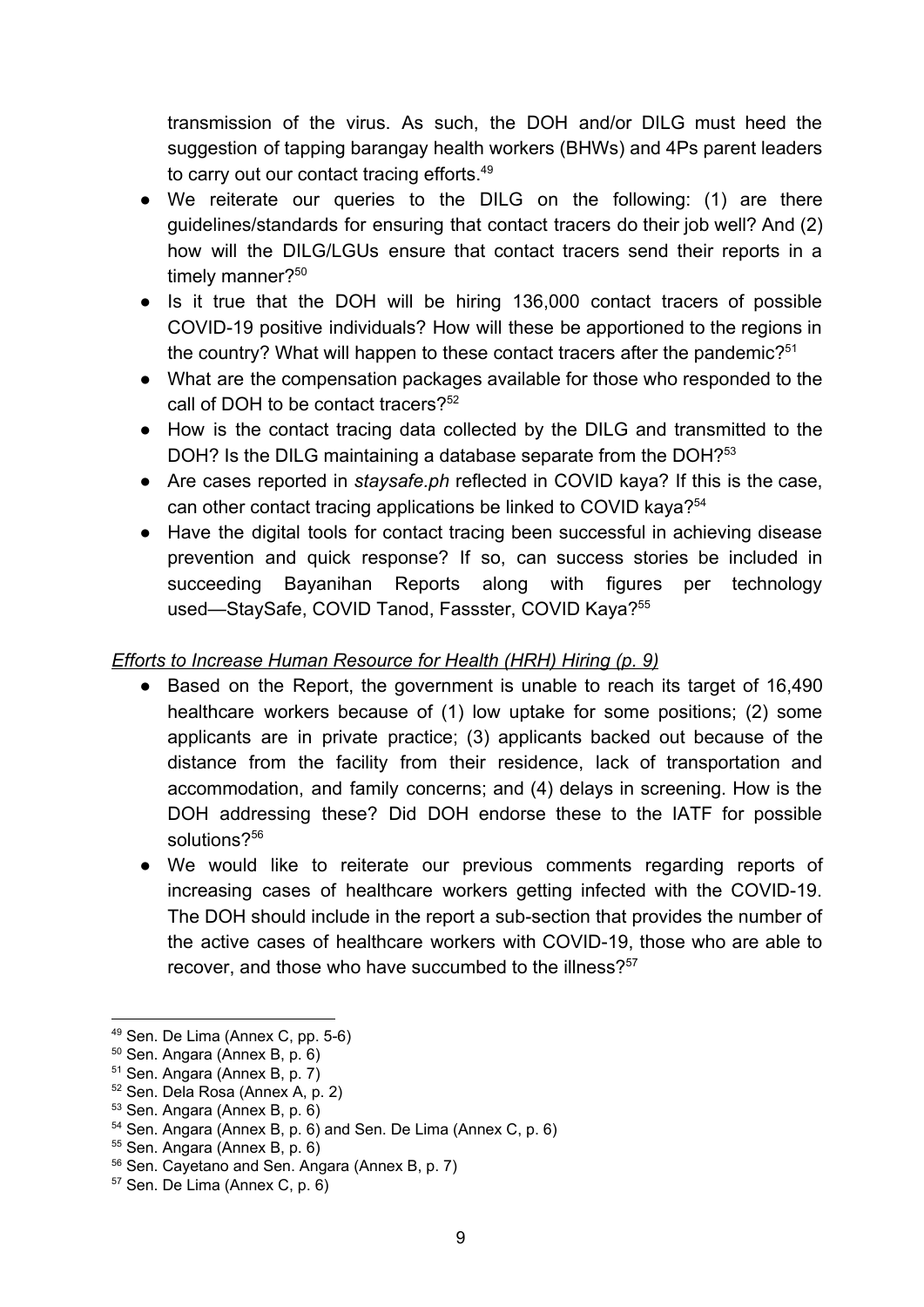transmission of the virus. As such, the DOH and/or DILG must heed the suggestion of tapping barangay health workers (BHWs) and 4Ps parent leaders to carry out our contact tracing efforts.[49]

- We reiterate our queries to the DILG on the following: (1) are there guidelines/standards for ensuring that contact tracers do their job well? And (2) how will the DILG/LGUs ensure that contact tracers send their reports in a timely manner?[50]
- Is it true that the DOH will be hiring 136,000 contact tracers of possible COVID-19 positive individuals? How will these be apportioned to the regions in the country? What will happen to these contact tracers after the pandemic?[51]
- What are the compensation packages available for those who responded to the call of DOH to be contact tracers?[52]
- How is the contact tracing data collected by the DILG and transmitted to the DOH? Is the DILG maintaining a database separate from the DOH?[53]
- Are cases reported in *staysafe.ph* reflected in COVID kaya? If this is the case, can other contact tracing applications be linked to COVID kaya?[54]
- Have the digital tools for contact tracing been successful in achieving disease prevention and quick response? If so, can success stories be included in succeeding Bayanihan Reports along with figures per technology used—StaySafe, COVID Tanod, Fassster, COVID Kaya?[55]

*Efforts to Increase Human Resource for Health (HRH) Hiring (p. 9)*

- Based on the Report, the government is unable to reach its target of 16,490 healthcare workers because of (1) low uptake for some positions; (2) some applicants are in private practice; (3) applicants backed out because of the distance from the facility from their residence, lack of transportation and accommodation, and family concerns; and (4) delays in screening. How is the DOH addressing these? Did DOH endorse these to the IATF for possible solutions?[56]
- We would like to reiterate our previous comments regarding reports of increasing cases of healthcare workers getting infected with the COVID-19. The DOH should include in the report a sub-section that provides the number of the active cases of healthcare workers with COVID-19, those who are able to recover, and those who have succumbed to the illness?[57]

---

[49] Sen. De Lima (Annex C, pp. 5-6)
[50] Sen. Angara (Annex B, p. 6)
[51] Sen. Angara (Annex B, p. 7)
[52] Sen. Dela Rosa (Annex A, p. 2)
[53] Sen. Angara (Annex B, p. 6)
[54] Sen. Angara (Annex B, p. 6) and Sen. De Lima (Annex C, p. 6)
[55] Sen. Angara (Annex B, p. 6)
[56] Sen. Cayetano and Sen. Angara (Annex B, p. 7)
[57] Sen. De Lima (Annex C, p. 6)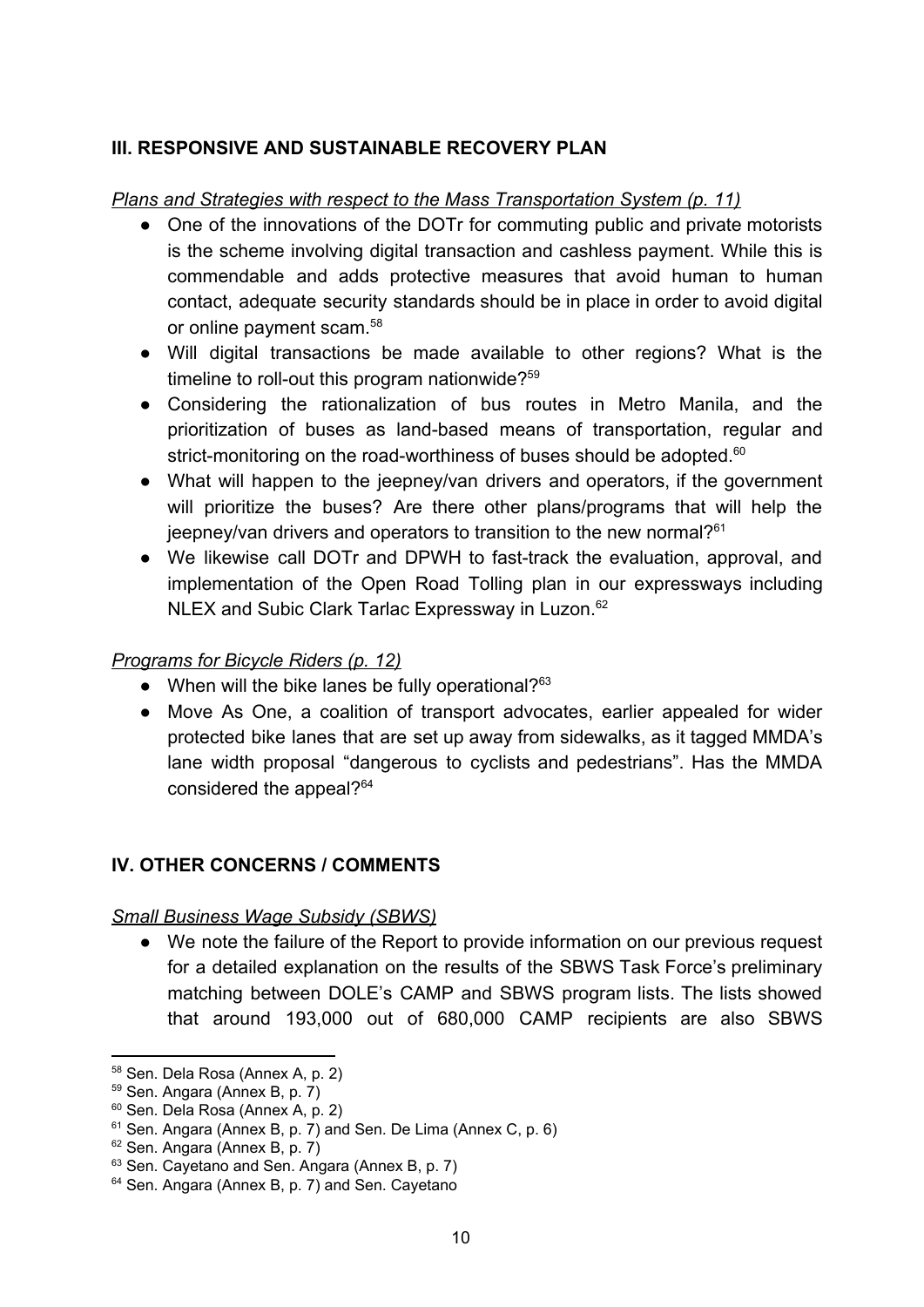## III. RESPONSIVE AND SUSTAINABLE RECOVERY PLAN

*Plans and Strategies with respect to the Mass Transportation System (p. 11)*

- One of the innovations of the DOTr for commuting public and private motorists is the scheme involving digital transaction and cashless payment. While this is commendable and adds protective measures that avoid human to human contact, adequate security standards should be in place in order to avoid digital or online payment scam.[58]
- Will digital transactions be made available to other regions? What is the timeline to roll-out this program nationwide?[59]
- Considering the rationalization of bus routes in Metro Manila, and the prioritization of buses as land-based means of transportation, regular and strict-monitoring on the road-worthiness of buses should be adopted.[60]
- What will happen to the jeepney/van drivers and operators, if the government will prioritize the buses? Are there other plans/programs that will help the jeepney/van drivers and operators to transition to the new normal?[61]
- We likewise call DOTr and DPWH to fast-track the evaluation, approval, and implementation of the Open Road Tolling plan in our expressways including NLEX and Subic Clark Tarlac Expressway in Luzon.[62]

*Programs for Bicycle Riders (p. 12)*

- When will the bike lanes be fully operational?[63]
- Move As One, a coalition of transport advocates, earlier appealed for wider protected bike lanes that are set up away from sidewalks, as it tagged MMDA's lane width proposal "dangerous to cyclists and pedestrians". Has the MMDA considered the appeal?[64]

## IV. OTHER CONCERNS / COMMENTS

*Small Business Wage Subsidy (SBWS)*

- We note the failure of the Report to provide information on our previous request for a detailed explanation on the results of the SBWS Task Force's preliminary matching between DOLE's CAMP and SBWS program lists. The lists showed that around 193,000 out of 680,000 CAMP recipients are also SBWS

---

[58] Sen. Dela Rosa (Annex A, p. 2)
[59] Sen. Angara (Annex B, p. 7)
[60] Sen. Dela Rosa (Annex A, p. 2)
[61] Sen. Angara (Annex B, p. 7) and Sen. De Lima (Annex C, p. 6)
[62] Sen. Angara (Annex B, p. 7)
[63] Sen. Cayetano and Sen. Angara (Annex B, p. 7)
[64] Sen. Angara (Annex B, p. 7) and Sen. Cayetano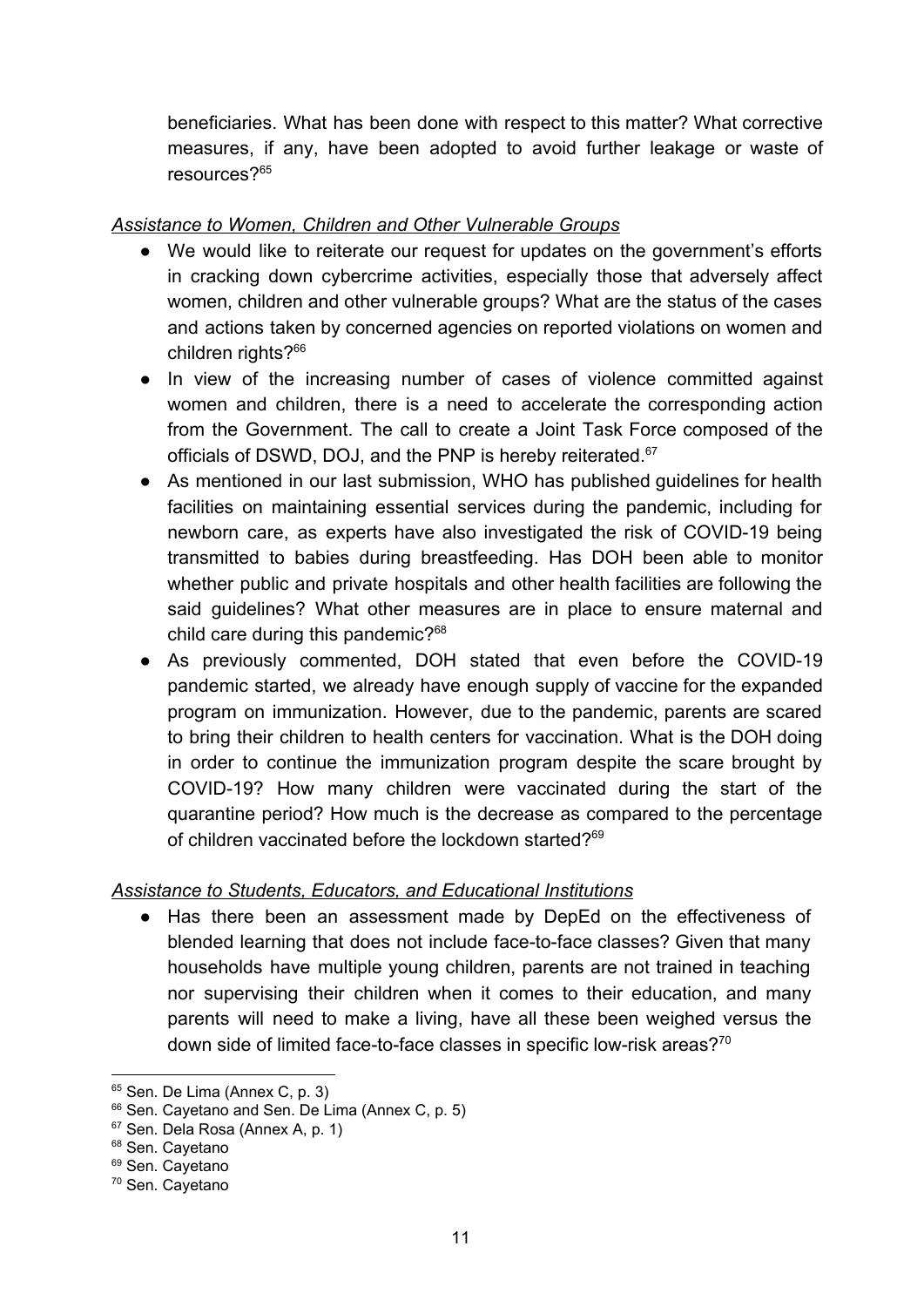beneficiaries. What has been done with respect to this matter? What corrective measures, if any, have been adopted to avoid further leakage or waste of resources?[65]

*<u>Assistance to Women, Children and Other Vulnerable Groups</u>*

- We would like to reiterate our request for updates on the government's efforts in cracking down cybercrime activities, especially those that adversely affect women, children and other vulnerable groups? What are the status of the cases and actions taken by concerned agencies on reported violations on women and children rights?[66]
- In view of the increasing number of cases of violence committed against women and children, there is a need to accelerate the corresponding action from the Government. The call to create a Joint Task Force composed of the officials of DSWD, DOJ, and the PNP is hereby reiterated.[67]
- As mentioned in our last submission, WHO has published guidelines for health facilities on maintaining essential services during the pandemic, including for newborn care, as experts have also investigated the risk of COVID-19 being transmitted to babies during breastfeeding. Has DOH been able to monitor whether public and private hospitals and other health facilities are following the said guidelines? What other measures are in place to ensure maternal and child care during this pandemic?[68]
- As previously commented, DOH stated that even before the COVID-19 pandemic started, we already have enough supply of vaccine for the expanded program on immunization. However, due to the pandemic, parents are scared to bring their children to health centers for vaccination. What is the DOH doing in order to continue the immunization program despite the scare brought by COVID-19? How many children were vaccinated during the start of the quarantine period? How much is the decrease as compared to the percentage of children vaccinated before the lockdown started?[69]

*<u>Assistance to Students, Educators, and Educational Institutions</u>*

- Has there been an assessment made by DepEd on the effectiveness of blended learning that does not include face-to-face classes? Given that many households have multiple young children, parents are not trained in teaching nor supervising their children when it comes to their education, and many parents will need to make a living, have all these been weighed versus the down side of limited face-to-face classes in specific low-risk areas?[70]

---

[65] Sen. De Lima (Annex C, p. 3)

[66] Sen. Cayetano and Sen. De Lima (Annex C, p. 5)

[67] Sen. Dela Rosa (Annex A, p. 1)

[68] Sen. Cayetano

[69] Sen. Cayetano

[70] Sen. Cayetano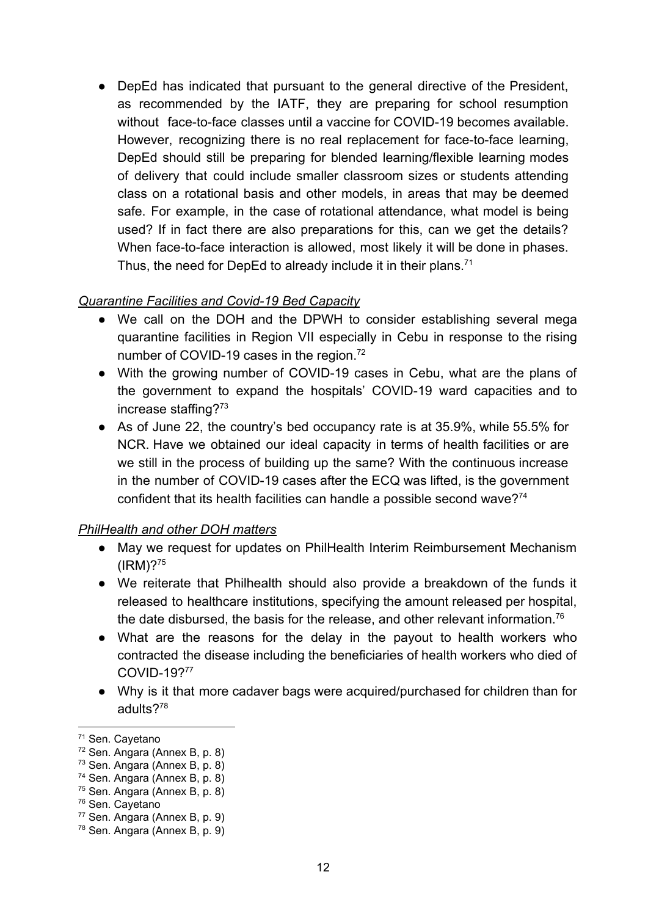- DepEd has indicated that pursuant to the general directive of the President, as recommended by the IATF, they are preparing for school resumption without face-to-face classes until a vaccine for COVID-19 becomes available. However, recognizing there is no real replacement for face-to-face learning, DepEd should still be preparing for blended learning/flexible learning modes of delivery that could include smaller classroom sizes or students attending class on a rotational basis and other models, in areas that may be deemed safe. For example, in the case of rotational attendance, what model is being used? If in fact there are also preparations for this, can we get the details? When face-to-face interaction is allowed, most likely it will be done in phases. Thus, the need for DepEd to already include it in their plans.[71]

*Quarantine Facilities and Covid-19 Bed Capacity*

- We call on the DOH and the DPWH to consider establishing several mega quarantine facilities in Region VII especially in Cebu in response to the rising number of COVID-19 cases in the region.[72]
- With the growing number of COVID-19 cases in Cebu, what are the plans of the government to expand the hospitals' COVID-19 ward capacities and to increase staffing?[73]
- As of June 22, the country's bed occupancy rate is at 35.9%, while 55.5% for NCR. Have we obtained our ideal capacity in terms of health facilities or are we still in the process of building up the same? With the continuous increase in the number of COVID-19 cases after the ECQ was lifted, is the government confident that its health facilities can handle a possible second wave?[74]

*PhilHealth and other DOH matters*

- May we request for updates on PhilHealth Interim Reimbursement Mechanism (IRM)?[75]
- We reiterate that Philhealth should also provide a breakdown of the funds it released to healthcare institutions, specifying the amount released per hospital, the date disbursed, the basis for the release, and other relevant information.[76]
- What are the reasons for the delay in the payout to health workers who contracted the disease including the beneficiaries of health workers who died of COVID-19?[77]
- Why is it that more cadaver bags were acquired/purchased for children than for adults?[78]

[71] Sen. Cayetano
[72] Sen. Angara (Annex B, p. 8)
[73] Sen. Angara (Annex B, p. 8)
[74] Sen. Angara (Annex B, p. 8)
[75] Sen. Angara (Annex B, p. 8)
[76] Sen. Cayetano
[77] Sen. Angara (Annex B, p. 9)
[78] Sen. Angara (Annex B, p. 9)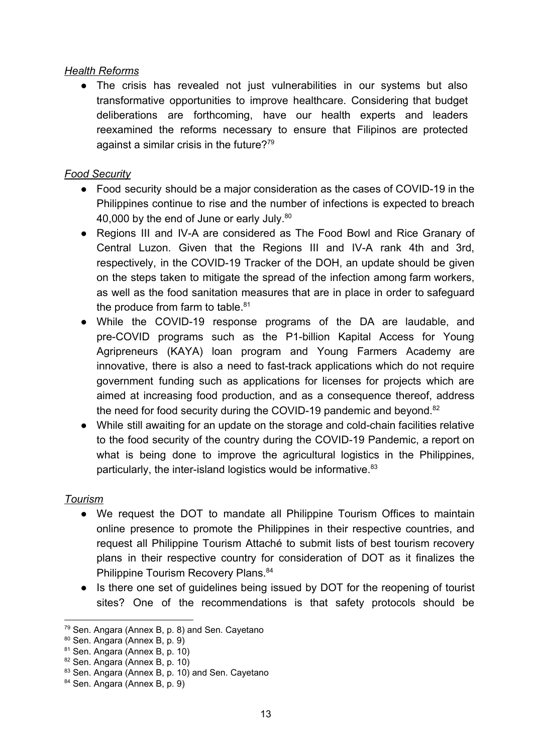*Health Reforms*

- The crisis has revealed not just vulnerabilities in our systems but also transformative opportunities to improve healthcare. Considering that budget deliberations are forthcoming, have our health experts and leaders reexamined the reforms necessary to ensure that Filipinos are protected against a similar crisis in the future?[79]

*Food Security*

- Food security should be a major consideration as the cases of COVID-19 in the Philippines continue to rise and the number of infections is expected to breach 40,000 by the end of June or early July.[80]
- Regions III and IV-A are considered as The Food Bowl and Rice Granary of Central Luzon. Given that the Regions III and IV-A rank 4th and 3rd, respectively, in the COVID-19 Tracker of the DOH, an update should be given on the steps taken to mitigate the spread of the infection among farm workers, as well as the food sanitation measures that are in place in order to safeguard the produce from farm to table.[81]
- While the COVID-19 response programs of the DA are laudable, and pre-COVID programs such as the P1-billion Kapital Access for Young Agripreneurs (KAYA) loan program and Young Farmers Academy are innovative, there is also a need to fast-track applications which do not require government funding such as applications for licenses for projects which are aimed at increasing food production, and as a consequence thereof, address the need for food security during the COVID-19 pandemic and beyond.[82]
- While still awaiting for an update on the storage and cold-chain facilities relative to the food security of the country during the COVID-19 Pandemic, a report on what is being done to improve the agricultural logistics in the Philippines, particularly, the inter-island logistics would be informative.[83]

*Tourism*

- We request the DOT to mandate all Philippine Tourism Offices to maintain online presence to promote the Philippines in their respective countries, and request all Philippine Tourism Attaché to submit lists of best tourism recovery plans in their respective country for consideration of DOT as it finalizes the Philippine Tourism Recovery Plans.[84]
- Is there one set of guidelines being issued by DOT for the reopening of tourist sites? One of the recommendations is that safety protocols should be

---

[79] Sen. Angara (Annex B, p. 8) and Sen. Cayetano
[80] Sen. Angara (Annex B, p. 9)
[81] Sen. Angara (Annex B, p. 10)
[82] Sen. Angara (Annex B, p. 10)
[83] Sen. Angara (Annex B, p. 10) and Sen. Cayetano
[84] Sen. Angara (Annex B, p. 9)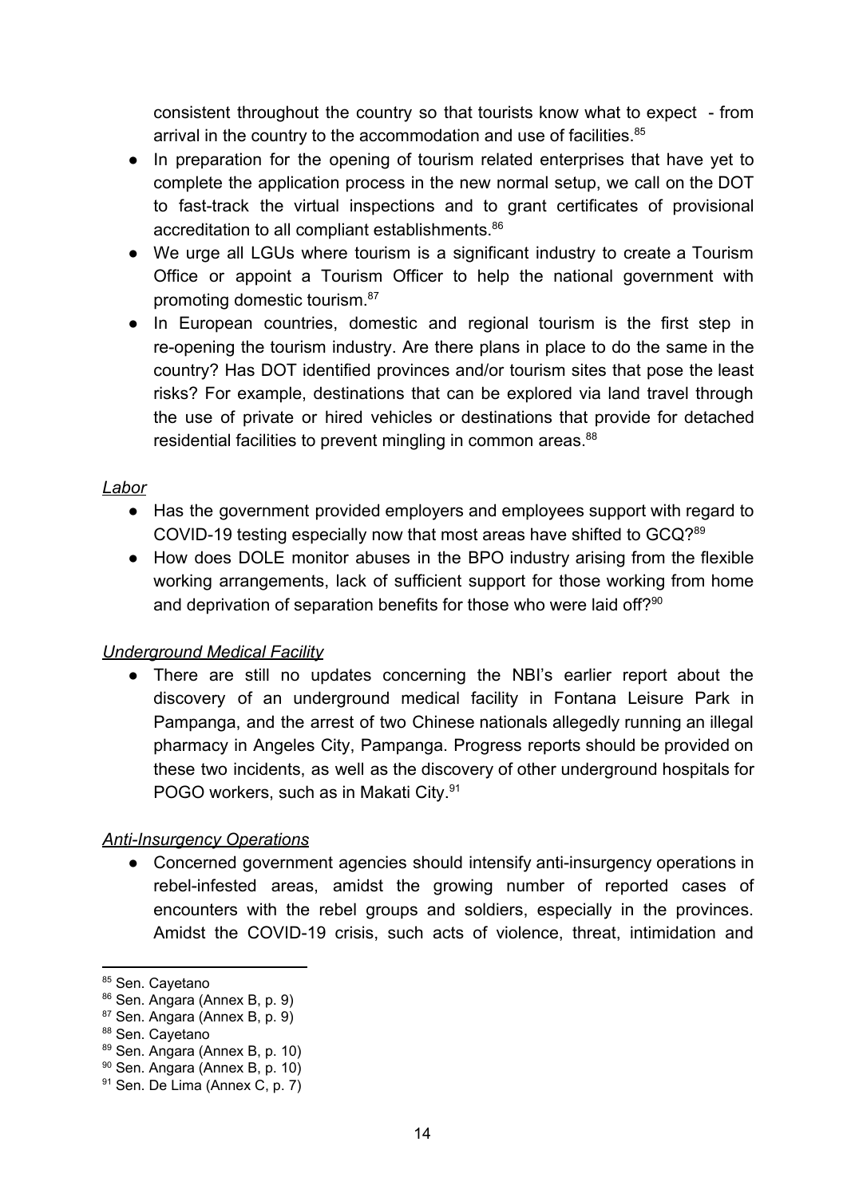consistent throughout the country so that tourists know what to expect - from arrival in the country to the accommodation and use of facilities.[85]

- In preparation for the opening of tourism related enterprises that have yet to complete the application process in the new normal setup, we call on the DOT to fast-track the virtual inspections and to grant certificates of provisional accreditation to all compliant establishments.[86]
- We urge all LGUs where tourism is a significant industry to create a Tourism Office or appoint a Tourism Officer to help the national government with promoting domestic tourism.[87]
- In European countries, domestic and regional tourism is the first step in re-opening the tourism industry. Are there plans in place to do the same in the country? Has DOT identified provinces and/or tourism sites that pose the least risks? For example, destinations that can be explored via land travel through the use of private or hired vehicles or destinations that provide for detached residential facilities to prevent mingling in common areas.[88]

*Labor*

- Has the government provided employers and employees support with regard to COVID-19 testing especially now that most areas have shifted to GCQ?[89]
- How does DOLE monitor abuses in the BPO industry arising from the flexible working arrangements, lack of sufficient support for those working from home and deprivation of separation benefits for those who were laid off?[90]

*Underground Medical Facility*

- There are still no updates concerning the NBI's earlier report about the discovery of an underground medical facility in Fontana Leisure Park in Pampanga, and the arrest of two Chinese nationals allegedly running an illegal pharmacy in Angeles City, Pampanga. Progress reports should be provided on these two incidents, as well as the discovery of other underground hospitals for POGO workers, such as in Makati City.[91]

*Anti-Insurgency Operations*

- Concerned government agencies should intensify anti-insurgency operations in rebel-infested areas, amidst the growing number of reported cases of encounters with the rebel groups and soldiers, especially in the provinces. Amidst the COVID-19 crisis, such acts of violence, threat, intimidation and

---

[85] Sen. Cayetano
[86] Sen. Angara (Annex B, p. 9)
[87] Sen. Angara (Annex B, p. 9)
[88] Sen. Cayetano
[89] Sen. Angara (Annex B, p. 10)
[90] Sen. Angara (Annex B, p. 10)
[91] Sen. De Lima (Annex C, p. 7)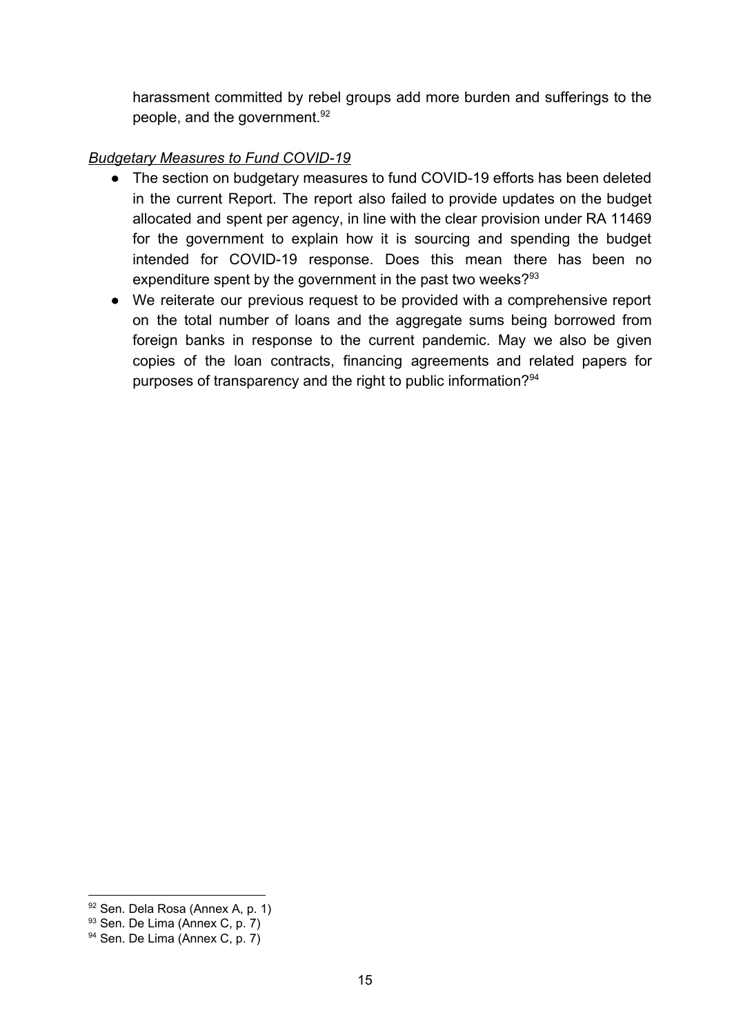harassment committed by rebel groups add more burden and sufferings to the people, and the government.[92]

*Budgetary Measures to Fund COVID-19*

- The section on budgetary measures to fund COVID-19 efforts has been deleted in the current Report. The report also failed to provide updates on the budget allocated and spent per agency, in line with the clear provision under RA 11469 for the government to explain how it is sourcing and spending the budget intended for COVID-19 response. Does this mean there has been no expenditure spent by the government in the past two weeks?[93]
- We reiterate our previous request to be provided with a comprehensive report on the total number of loans and the aggregate sums being borrowed from foreign banks in response to the current pandemic. May we also be given copies of the loan contracts, financing agreements and related papers for purposes of transparency and the right to public information?[94]

---

[92] Sen. Dela Rosa (Annex A, p. 1)

[93] Sen. De Lima (Annex C, p. 7)

[94] Sen. De Lima (Annex C, p. 7)